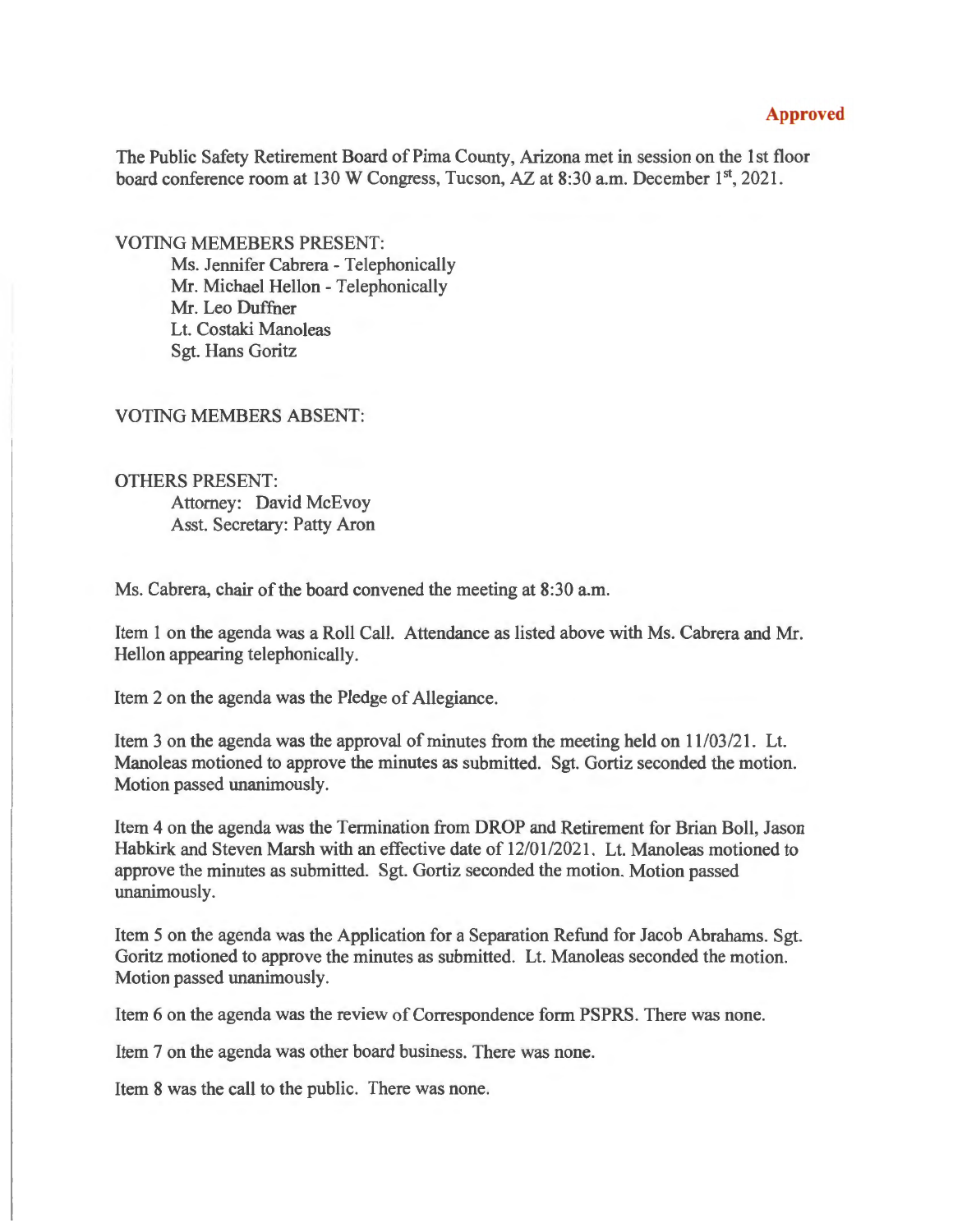**Approved**

The Public Safety Retirement Board of Pima County, Arizona met in session on the 1st floor board conference room at 130 W Congress, Tucson, AZ at 8:30 a.m. December 1st, 2021.

VOTING MEMEBERS PRESENT:

- Ms. Jennifer Cabrera - Telephonically
- Mr. Michael Hellon - Telephonically
- Mr. Leo Duffner
- Lt. Costaki Manoleas
- Sgt. Hans Goritz

VOTING MEMBERS ABSENT:

OTHERS PRESENT:

- Attorney: David McEvoy
- Asst. Secretary: Patty Aron

Ms. Cabrera, chair of the board convened the meeting at 8:30 a.m.

Item 1 on the agenda was a Roll Call. Attendance as listed above with Ms. Cabrera and Mr. Hellon appearing telephonically.

Item 2 on the agenda was the Pledge of Allegiance.

Item 3 on the agenda was the approval of minutes from the meeting held on 11/03/21. Lt. Manoleas motioned to approve the minutes as submitted. Sgt. Gortiz seconded the motion. Motion passed unanimously.

Item 4 on the agenda was the Termination from DROP and Retirement for Brian Boll, Jason Habkirk and Steven Marsh with an effective date of 12/01/2021. Lt. Manoleas motioned to approve the minutes as submitted. Sgt. Gortiz seconded the motion. Motion passed unanimously.

Item 5 on the agenda was the Application for a Separation Refund for Jacob Abrahams. Sgt. Goritz motioned to approve the minutes as submitted. Lt. Manoleas seconded the motion. Motion passed unanimously.

Item 6 on the agenda was the review of Correspondence form PSPRS. There was none.

Item 7 on the agenda was other board business. There was none.

Item 8 was the call to the public. There was none.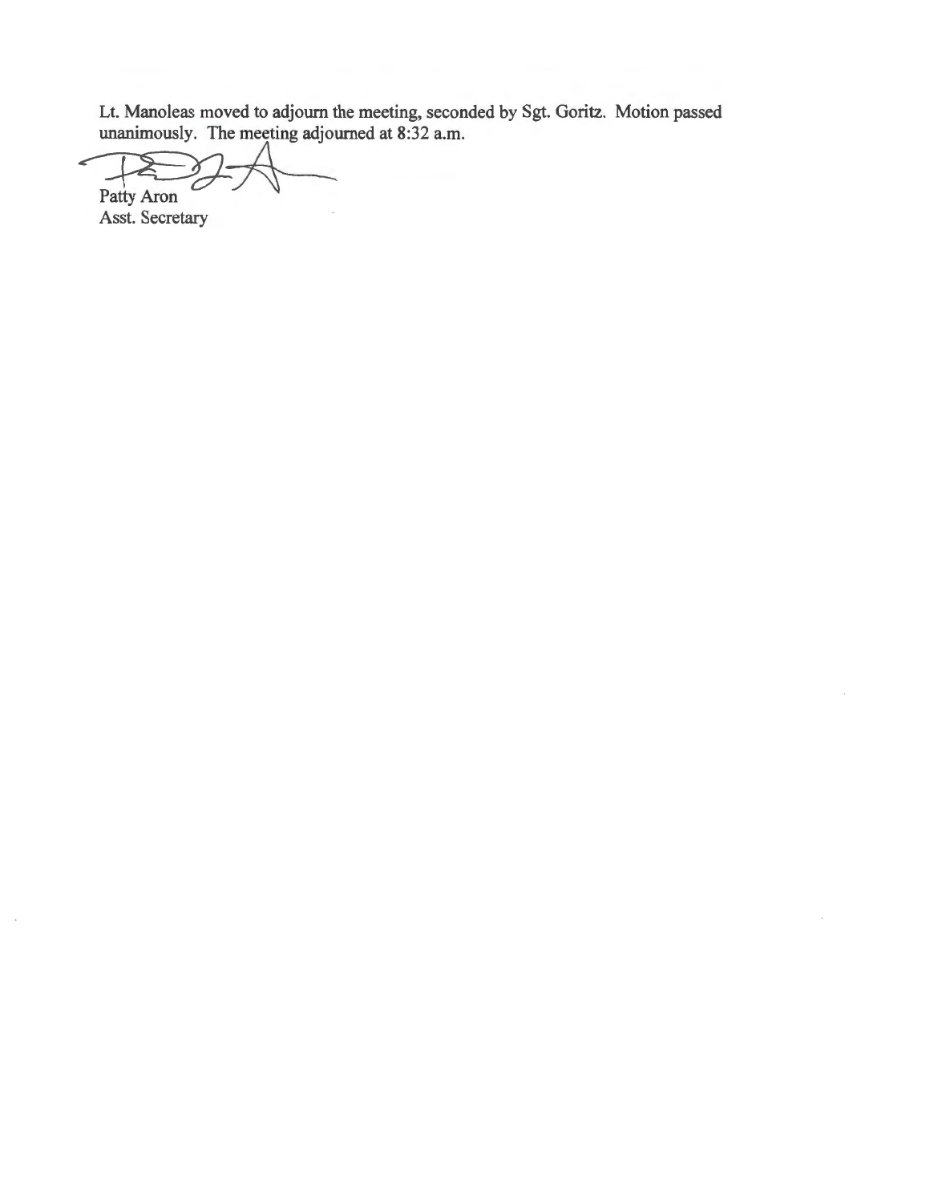Lt. Manoleas moved to adjourn the meeting, seconded by Sgt. Goritz. Motion passed unanimously. The meeting adjourned at 8:32 a.m.

Patty Aron
Asst. Secretary